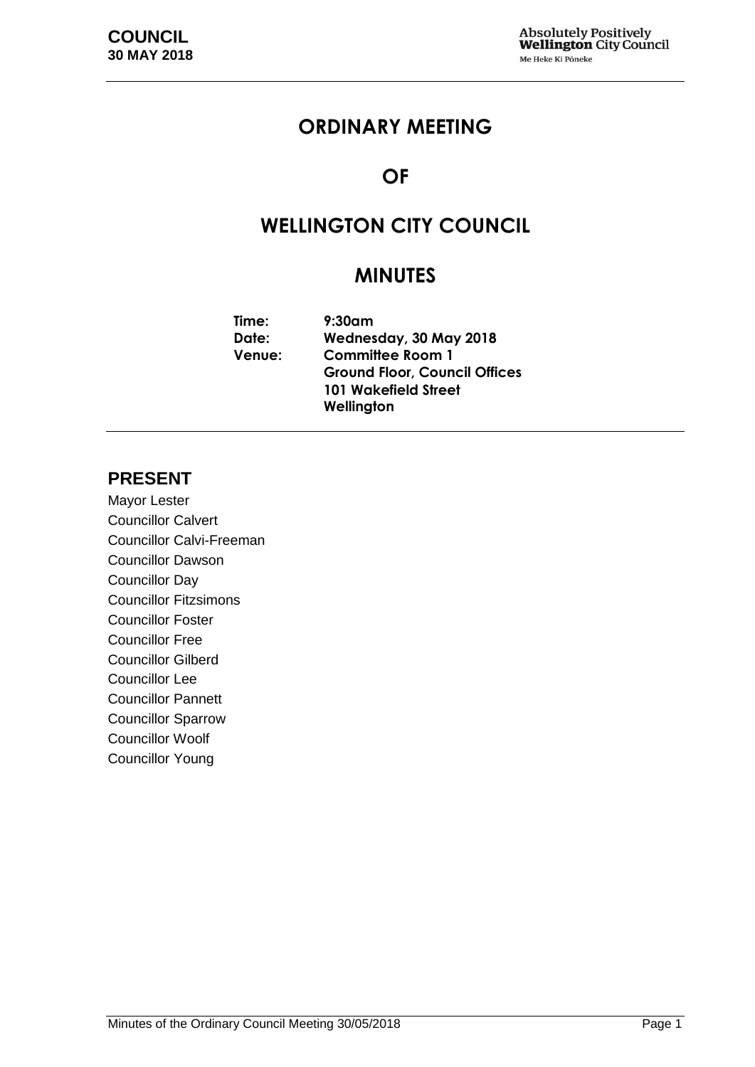# ORDINARY MEETING

# OF

# WELLINGTON CITY COUNCIL

# MINUTES

**Time:** 9:30am
**Date:** Wednesday, 30 May 2018
**Venue:** Committee Room 1
Ground Floor, Council Offices
101 Wakefield Street
Wellington

## PRESENT

Mayor Lester
Councillor Calvert
Councillor Calvi-Freeman
Councillor Dawson
Councillor Day
Councillor Fitzsimons
Councillor Foster
Councillor Free
Councillor Gilberd
Councillor Lee
Councillor Pannett
Councillor Sparrow
Councillor Woolf
Councillor Young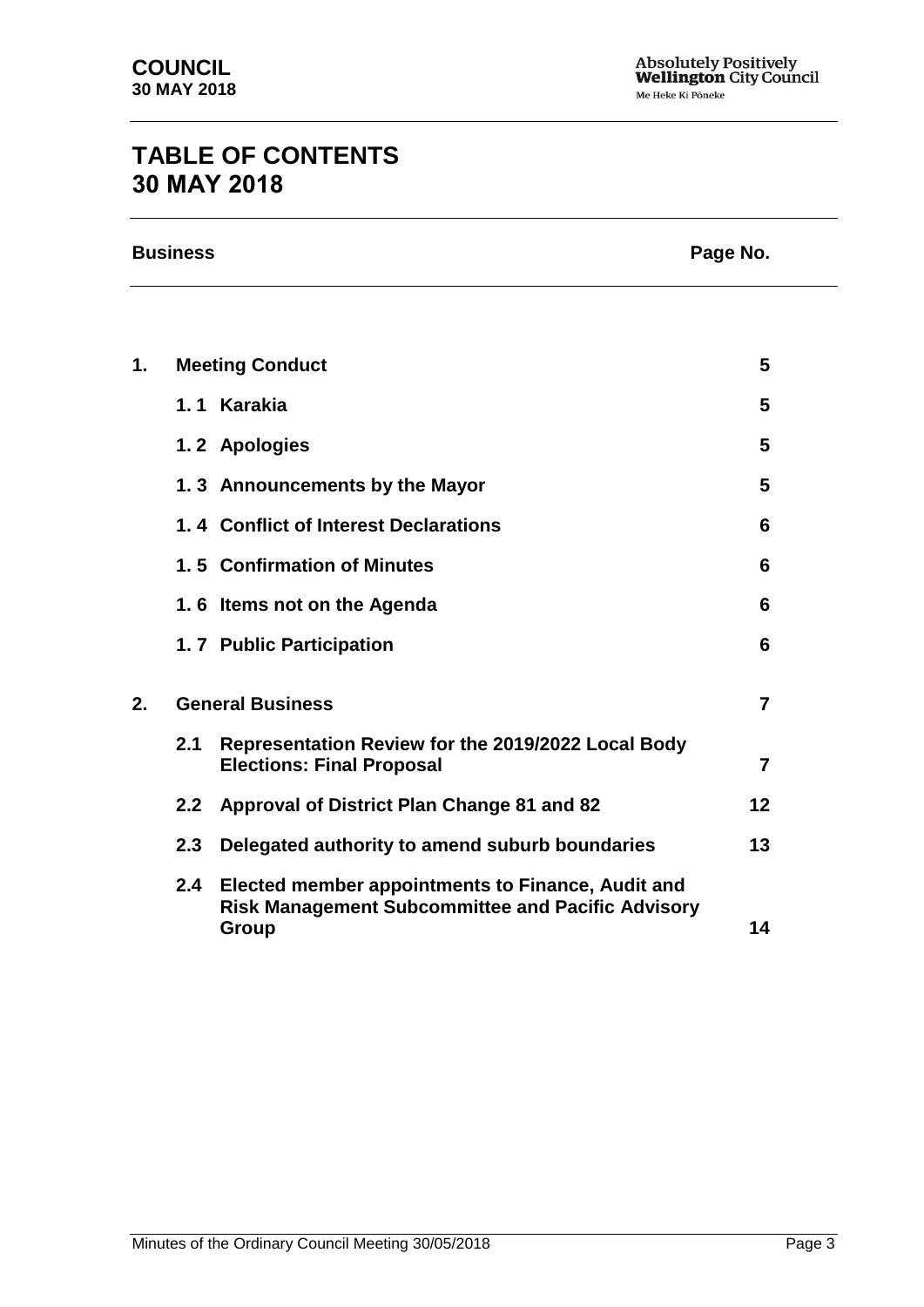# TABLE OF CONTENTS
# 30 MAY 2018

| Business | | | Page No. |
|---|---|---|---|
| **1.** | **Meeting Conduct** | | **5** |
| | **1. 1** | **Karakia** | **5** |
| | **1. 2** | **Apologies** | **5** |
| | **1. 3** | **Announcements by the Mayor** | **5** |
| | **1. 4** | **Conflict of Interest Declarations** | **6** |
| | **1. 5** | **Confirmation of Minutes** | **6** |
| | **1. 6** | **Items not on the Agenda** | **6** |
| | **1. 7** | **Public Participation** | **6** |
| **2.** | **General Business** | | **7** |
| | **2.1** | **Representation Review for the 2019/2022 Local Body Elections: Final Proposal** | **7** |
| | **2.2** | **Approval of District Plan Change 81 and 82** | **12** |
| | **2.3** | **Delegated authority to amend suburb boundaries** | **13** |
| | **2.4** | **Elected member appointments to Finance, Audit and Risk Management Subcommittee and Pacific Advisory Group** | **14** |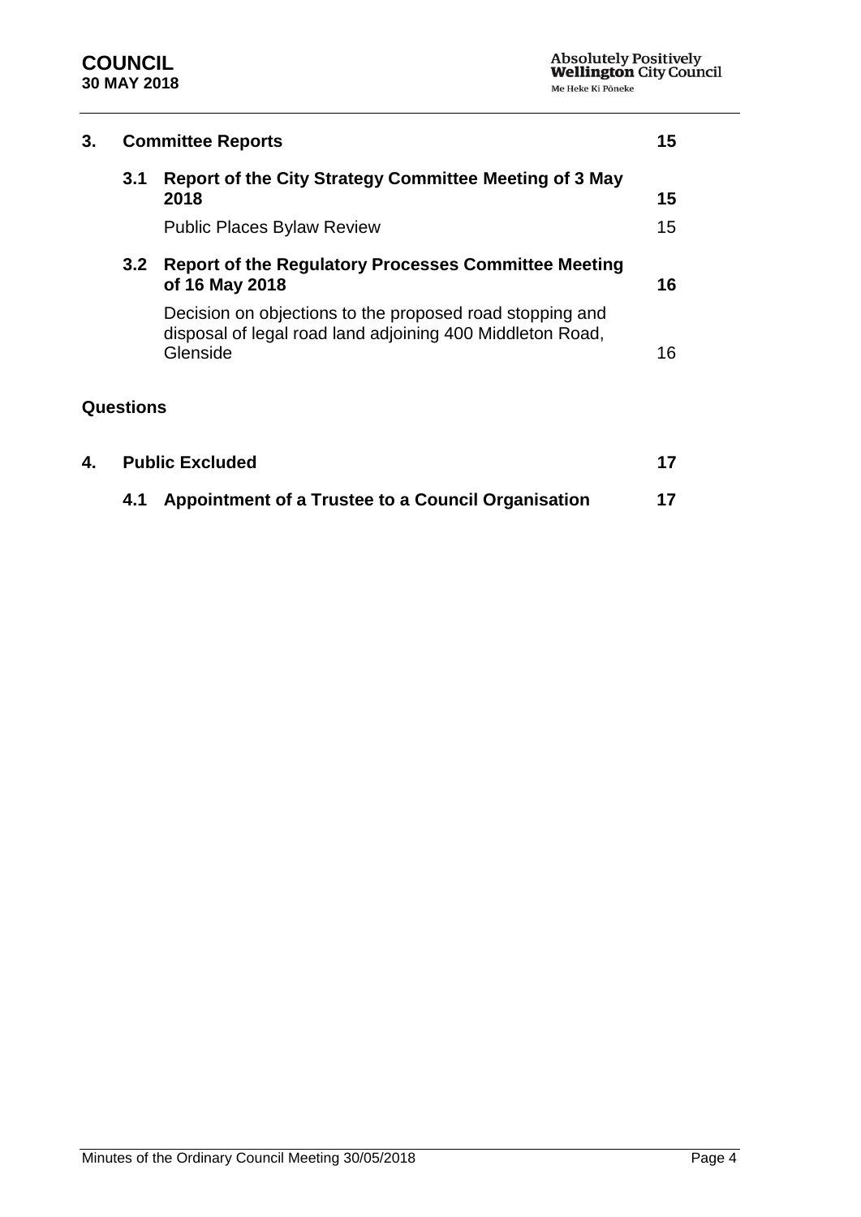| | | | |
|---|---|---|---|
| **3.** | **Committee Reports** | | **15** |
| | **3.1** | **Report of the City Strategy Committee Meeting of 3 May 2018** | **15** |
| | | Public Places Bylaw Review | 15 |
| | **3.2** | **Report of the Regulatory Processes Committee Meeting of 16 May 2018** | **16** |
| | | Decision on objections to the proposed road stopping and disposal of legal road land adjoining 400 Middleton Road, Glenside | 16 |

**Questions**

| | | | |
|---|---|---|---|
| **4.** | **Public Excluded** | | **17** |
| | **4.1** | **Appointment of a Trustee to a Council Organisation** | **17** |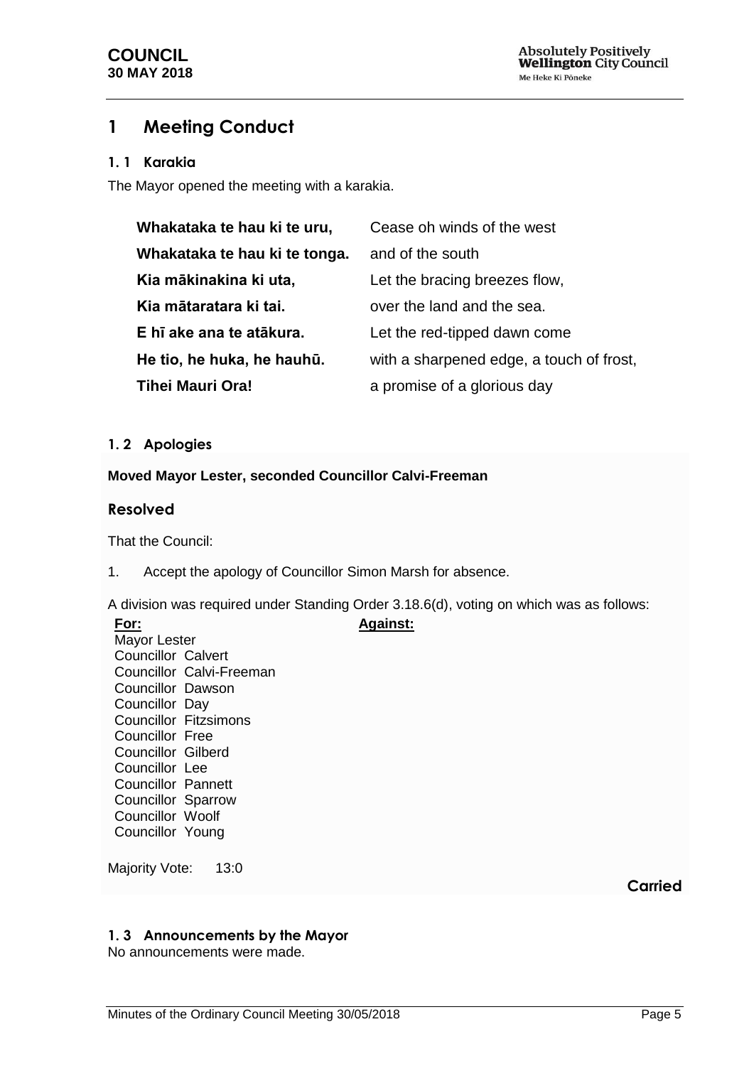# 1 Meeting Conduct

## 1. 1 Karakia

The Mayor opened the meeting with a karakia.

| | |
|---|---|
| **Whakataka te hau ki te uru,** | Cease oh winds of the west |
| **Whakataka te hau ki te tonga.** | and of the south |
| **Kia mākinakina ki uta,** | Let the bracing breezes flow, |
| **Kia mātaratara ki tai.** | over the land and the sea. |
| **E hī ake ana te atākura.** | Let the red-tipped dawn come |
| **He tio, he huka, he hauhū.** | with a sharpened edge, a touch of frost, |
| **Tihei Mauri Ora!** | a promise of a glorious day |

## 1. 2 Apologies

**Moved Mayor Lester, seconded Councillor Calvi-Freeman**

### Resolved

That the Council:

1. Accept the apology of Councillor Simon Marsh for absence.

A division was required under Standing Order 3.18.6(d), voting on which was as follows:

| **For:** | **Against:** |
|---|---|
| Mayor Lester | |
| Councillor Calvert | |
| Councillor Calvi-Freeman | |
| Councillor Dawson | |
| Councillor Day | |
| Councillor Fitzsimons | |
| Councillor Free | |
| Councillor Gilberd | |
| Councillor Lee | |
| Councillor Pannett | |
| Councillor Sparrow | |
| Councillor Woolf | |
| Councillor Young | |

Majority Vote: 13:0

**Carried**

## 1. 3 Announcements by the Mayor

No announcements were made.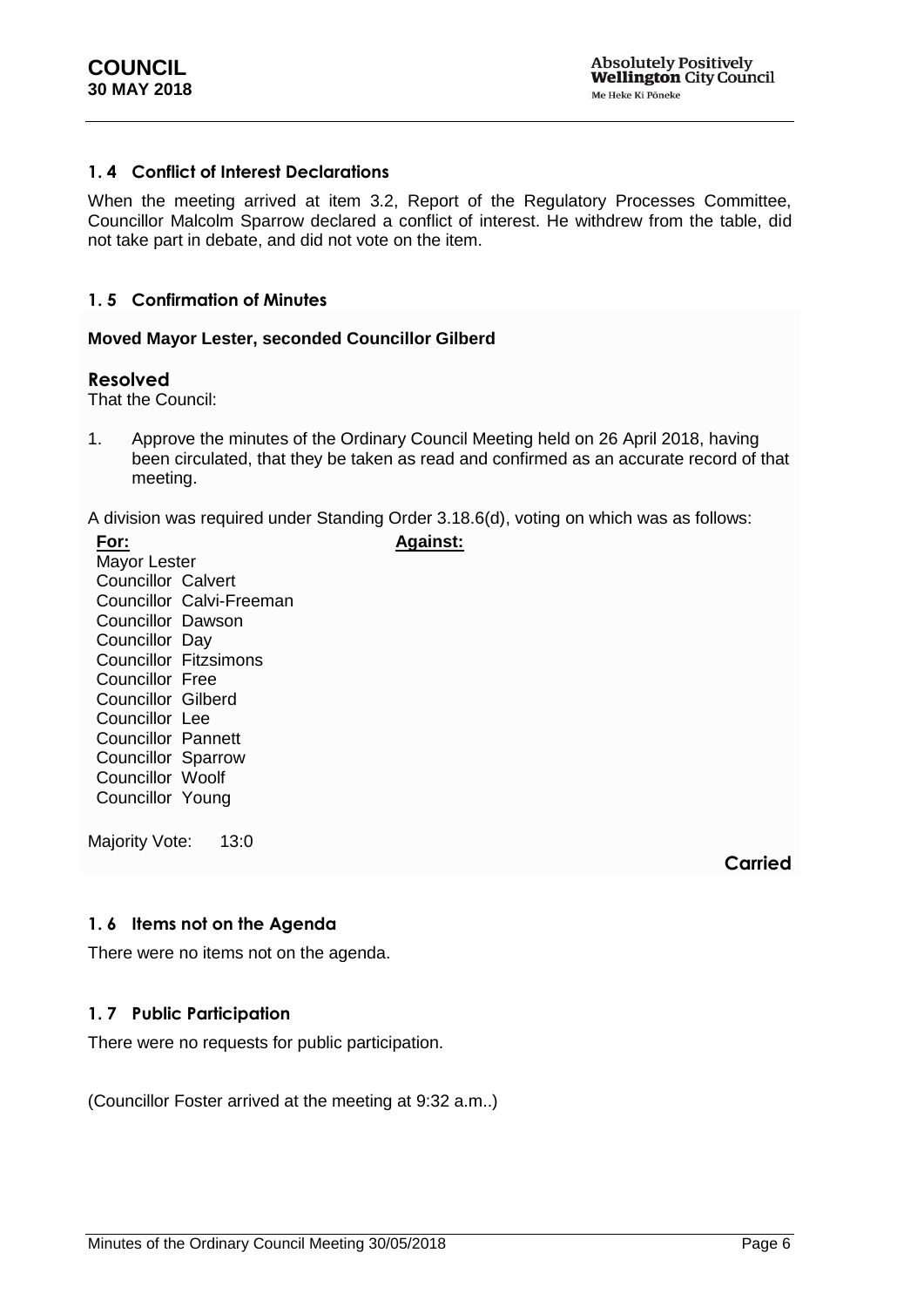## 1. 4 Conflict of Interest Declarations

When the meeting arrived at item 3.2, Report of the Regulatory Processes Committee, Councillor Malcolm Sparrow declared a conflict of interest. He withdrew from the table, did not take part in debate, and did not vote on the item.

## 1. 5 Confirmation of Minutes

**Moved Mayor Lester, seconded Councillor Gilberd**

### Resolved

That the Council:

1. Approve the minutes of the Ordinary Council Meeting held on 26 April 2018, having been circulated, that they be taken as read and confirmed as an accurate record of that meeting.

A division was required under Standing Order 3.18.6(d), voting on which was as follows:

| **For:** | **Against:** |
|---|---|
| Mayor Lester | |
| Councillor Calvert | |
| Councillor Calvi-Freeman | |
| Councillor Dawson | |
| Councillor Day | |
| Councillor Fitzsimons | |
| Councillor Free | |
| Councillor Gilberd | |
| Councillor Lee | |
| Councillor Pannett | |
| Councillor Sparrow | |
| Councillor Woolf | |
| Councillor Young | |

Majority Vote: 13:0

**Carried**

## 1. 6 Items not on the Agenda

There were no items not on the agenda.

## 1. 7 Public Participation

There were no requests for public participation.

(Councillor Foster arrived at the meeting at 9:32 a.m..)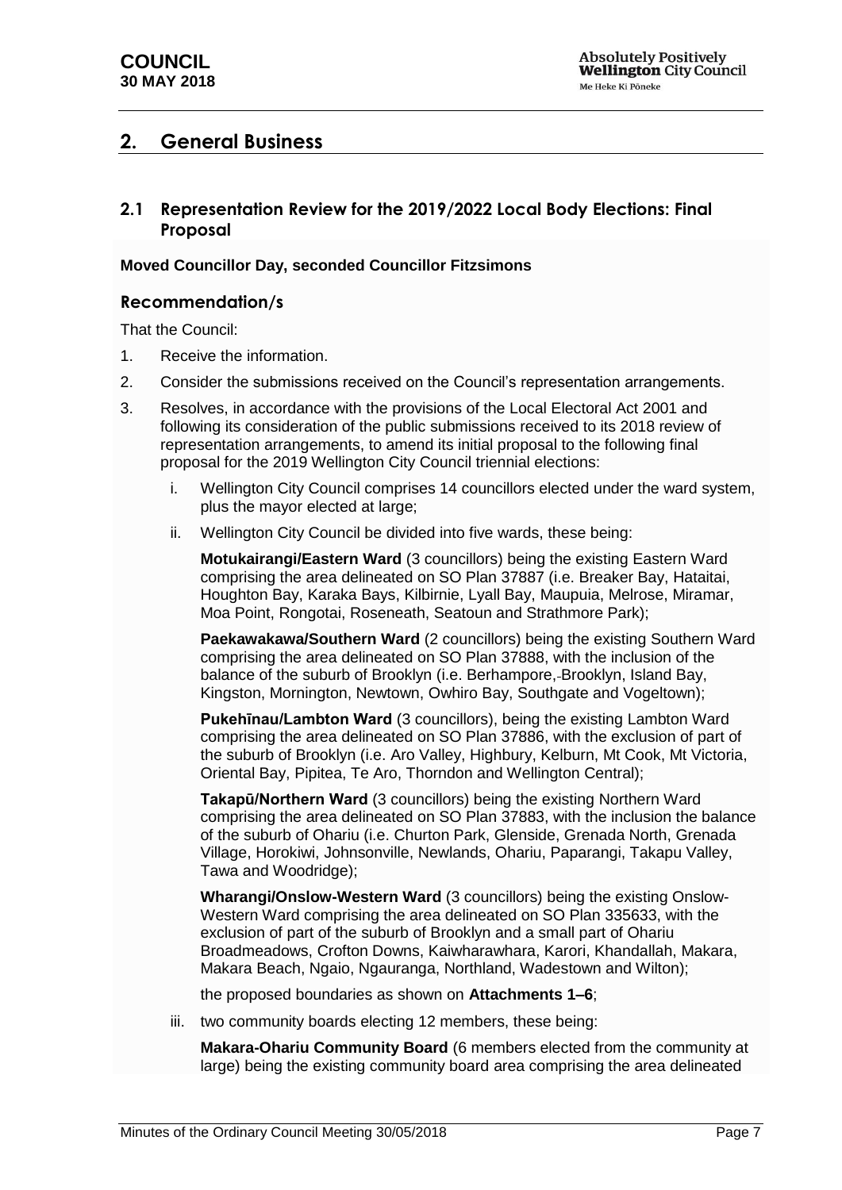## 2. General Business

### 2.1 Representation Review for the 2019/2022 Local Body Elections: Final Proposal

**Moved Councillor Day, seconded Councillor Fitzsimons**

#### Recommendation/s

That the Council:

1. Receive the information.
2. Consider the submissions received on the Council's representation arrangements.
3. Resolves, in accordance with the provisions of the Local Electoral Act 2001 and following its consideration of the public submissions received to its 2018 review of representation arrangements, to amend its initial proposal to the following final proposal for the 2019 Wellington City Council triennial elections:

   i. Wellington City Council comprises 14 councillors elected under the ward system, plus the mayor elected at large;

   ii. Wellington City Council be divided into five wards, these being:

   **Motukairangi/Eastern Ward** (3 councillors) being the existing Eastern Ward comprising the area delineated on SO Plan 37887 (i.e. Breaker Bay, Hataitai, Houghton Bay, Karaka Bays, Kilbirnie, Lyall Bay, Maupuia, Melrose, Miramar, Moa Point, Rongotai, Roseneath, Seatoun and Strathmore Park);

   **Paekawakawa/Southern Ward** (2 councillors) being the existing Southern Ward comprising the area delineated on SO Plan 37888, with the inclusion of the balance of the suburb of Brooklyn (i.e. Berhampore, Brooklyn, Island Bay, Kingston, Mornington, Newtown, Owhiro Bay, Southgate and Vogeltown);

   **Pukehīnau/Lambton Ward** (3 councillors), being the existing Lambton Ward comprising the area delineated on SO Plan 37886, with the exclusion of part of the suburb of Brooklyn (i.e. Aro Valley, Highbury, Kelburn, Mt Cook, Mt Victoria, Oriental Bay, Pipitea, Te Aro, Thorndon and Wellington Central);

   **Takapū/Northern Ward** (3 councillors) being the existing Northern Ward comprising the area delineated on SO Plan 37883, with the inclusion the balance of the suburb of Ohariu (i.e. Churton Park, Glenside, Grenada North, Grenada Village, Horokiwi, Johnsonville, Newlands, Ohariu, Paparangi, Takapu Valley, Tawa and Woodridge);

   **Wharangi/Onslow-Western Ward** (3 councillors) being the existing Onslow-Western Ward comprising the area delineated on SO Plan 335633, with the exclusion of part of the suburb of Brooklyn and a small part of Ohariu Broadmeadows, Crofton Downs, Kaiwharawhara, Karori, Khandallah, Makara, Makara Beach, Ngaio, Ngauranga, Northland, Wadestown and Wilton);

   the proposed boundaries as shown on **Attachments 1–6**;

   iii. two community boards electing 12 members, these being:

   **Makara-Ohariu Community Board** (6 members elected from the community at large) being the existing community board area comprising the area delineated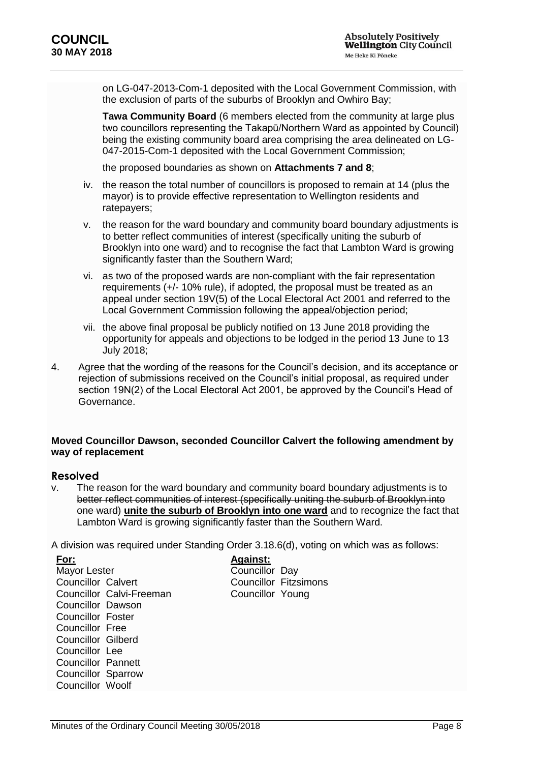on LG-047-2013-Com-1 deposited with the Local Government Commission, with the exclusion of parts of the suburbs of Brooklyn and Owhiro Bay;

**Tawa Community Board** (6 members elected from the community at large plus two councillors representing the Takapū/Northern Ward as appointed by Council) being the existing community board area comprising the area delineated on LG-047-2015-Com-1 deposited with the Local Government Commission;

the proposed boundaries as shown on **Attachments 7 and 8**;

iv. the reason the total number of councillors is proposed to remain at 14 (plus the mayor) is to provide effective representation to Wellington residents and ratepayers;

v. the reason for the ward boundary and community board boundary adjustments is to better reflect communities of interest (specifically uniting the suburb of Brooklyn into one ward) and to recognise the fact that Lambton Ward is growing significantly faster than the Southern Ward;

vi. as two of the proposed wards are non-compliant with the fair representation requirements (+/- 10% rule), if adopted, the proposal must be treated as an appeal under section 19V(5) of the Local Electoral Act 2001 and referred to the Local Government Commission following the appeal/objection period;

vii. the above final proposal be publicly notified on 13 June 2018 providing the opportunity for appeals and objections to be lodged in the period 13 June to 13 July 2018;

4. Agree that the wording of the reasons for the Council's decision, and its acceptance or rejection of submissions received on the Council's initial proposal, as required under section 19N(2) of the Local Electoral Act 2001, be approved by the Council's Head of Governance.

**Moved Councillor Dawson, seconded Councillor Calvert the following amendment by way of replacement**

### Resolved

v. The reason for the ward boundary and community board boundary adjustments is to ~~better reflect communities of interest (specifically uniting the suburb of Brooklyn into one ward)~~ **unite the suburb of Brooklyn into one ward** and to recognize the fact that Lambton Ward is growing significantly faster than the Southern Ward.

A division was required under Standing Order 3.18.6(d), voting on which was as follows:

| For: | Against: |
|---|---|
| Mayor Lester | Councillor Day |
| Councillor Calvert | Councillor Fitzsimons |
| Councillor Calvi-Freeman | Councillor Young |
| Councillor Dawson | |
| Councillor Foster | |
| Councillor Free | |
| Councillor Gilberd | |
| Councillor Lee | |
| Councillor Pannett | |
| Councillor Sparrow | |
| Councillor Woolf | |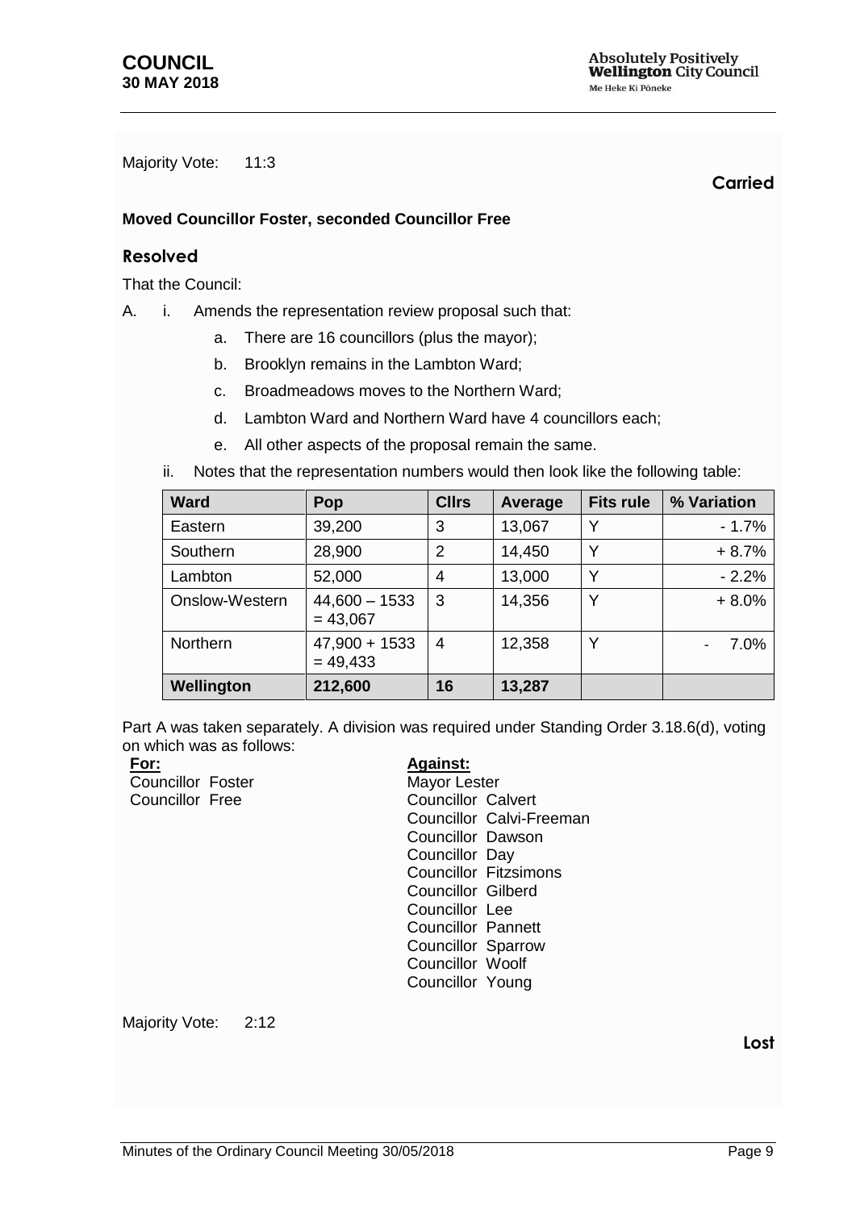Majority Vote: 11:3

**Carried**

**Moved Councillor Foster, seconded Councillor Free**

### Resolved

That the Council:

A. i. Amends the representation review proposal such that:

a. There are 16 councillors (plus the mayor);

b. Brooklyn remains in the Lambton Ward;

c. Broadmeadows moves to the Northern Ward;

d. Lambton Ward and Northern Ward have 4 councillors each;

e. All other aspects of the proposal remain the same.

ii. Notes that the representation numbers would then look like the following table:

| Ward | Pop | Cllrs | Average | Fits rule | % Variation |
|---|---|---|---|---|---|
| Eastern | 39,200 | 3 | 13,067 | Y | - 1.7% |
| Southern | 28,900 | 2 | 14,450 | Y | + 8.7% |
| Lambton | 52,000 | 4 | 13,000 | Y | - 2.2% |
| Onslow-Western | 44,600 – 1533 = 43,067 | 3 | 14,356 | Y | + 8.0% |
| Northern | 47,900 + 1533 = 49,433 | 4 | 12,358 | Y | - 7.0% |
| **Wellington** | **212,600** | **16** | **13,287** | | |

Part A was taken separately. A division was required under Standing Order 3.18.6(d), voting on which was as follows:

**For:**
Councillor Foster
Councillor Free

**Against:**
Mayor Lester
Councillor Calvert
Councillor Calvi-Freeman
Councillor Dawson
Councillor Day
Councillor Fitzsimons
Councillor Gilberd
Councillor Lee
Councillor Pannett
Councillor Sparrow
Councillor Woolf
Councillor Young

Majority Vote: 2:12

**Lost**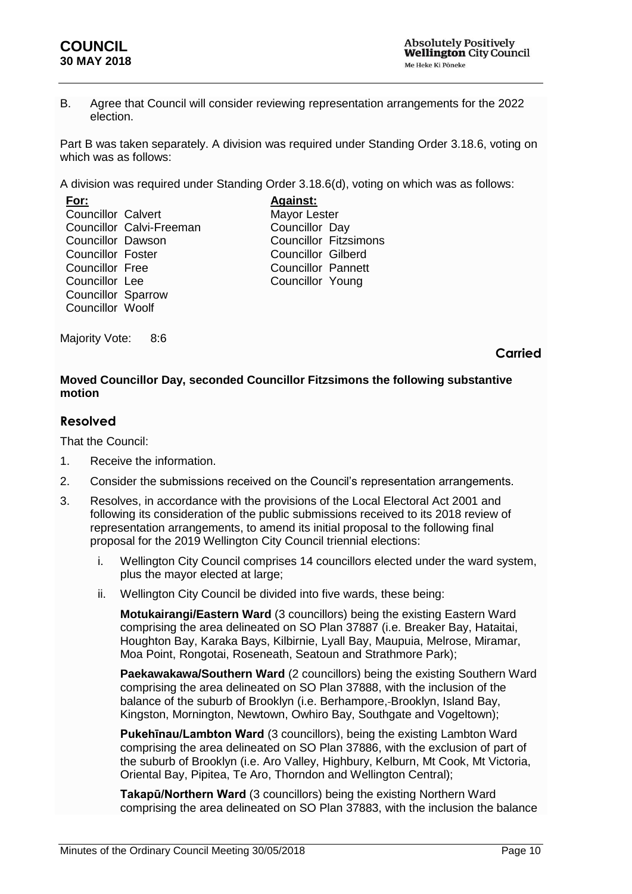B. Agree that Council will consider reviewing representation arrangements for the 2022 election.

Part B was taken separately. A division was required under Standing Order 3.18.6, voting on which was as follows:

A division was required under Standing Order 3.18.6(d), voting on which was as follows:

| **For:** | **Against:** |
|---|---|
| Councillor Calvert | Mayor Lester |
| Councillor Calvi-Freeman | Councillor Day |
| Councillor Dawson | Councillor Fitzsimons |
| Councillor Foster | Councillor Gilberd |
| Councillor Free | Councillor Pannett |
| Councillor Lee | Councillor Young |
| Councillor Sparrow | |
| Councillor Woolf | |

Majority Vote: 8:6

**Carried**

**Moved Councillor Day, seconded Councillor Fitzsimons the following substantive motion**

## Resolved

That the Council:

1. Receive the information.
2. Consider the submissions received on the Council's representation arrangements.
3. Resolves, in accordance with the provisions of the Local Electoral Act 2001 and following its consideration of the public submissions received to its 2018 review of representation arrangements, to amend its initial proposal to the following final proposal for the 2019 Wellington City Council triennial elections:
   i. Wellington City Council comprises 14 councillors elected under the ward system, plus the mayor elected at large;
   ii. Wellington City Council be divided into five wards, these being:

      **Motukairangi/Eastern Ward** (3 councillors) being the existing Eastern Ward comprising the area delineated on SO Plan 37887 (i.e. Breaker Bay, Hataitai, Houghton Bay, Karaka Bays, Kilbirnie, Lyall Bay, Maupuia, Melrose, Miramar, Moa Point, Rongotai, Roseneath, Seatoun and Strathmore Park);

      **Paekawakawa/Southern Ward** (2 councillors) being the existing Southern Ward comprising the area delineated on SO Plan 37888, with the inclusion of the balance of the suburb of Brooklyn (i.e. Berhampore, Brooklyn, Island Bay, Kingston, Mornington, Newtown, Owhiro Bay, Southgate and Vogeltown);

      **Pukehīnau/Lambton Ward** (3 councillors), being the existing Lambton Ward comprising the area delineated on SO Plan 37886, with the exclusion of part of the suburb of Brooklyn (i.e. Aro Valley, Highbury, Kelburn, Mt Cook, Mt Victoria, Oriental Bay, Pipitea, Te Aro, Thorndon and Wellington Central);

      **Takapū/Northern Ward** (3 councillors) being the existing Northern Ward comprising the area delineated on SO Plan 37883, with the inclusion the balance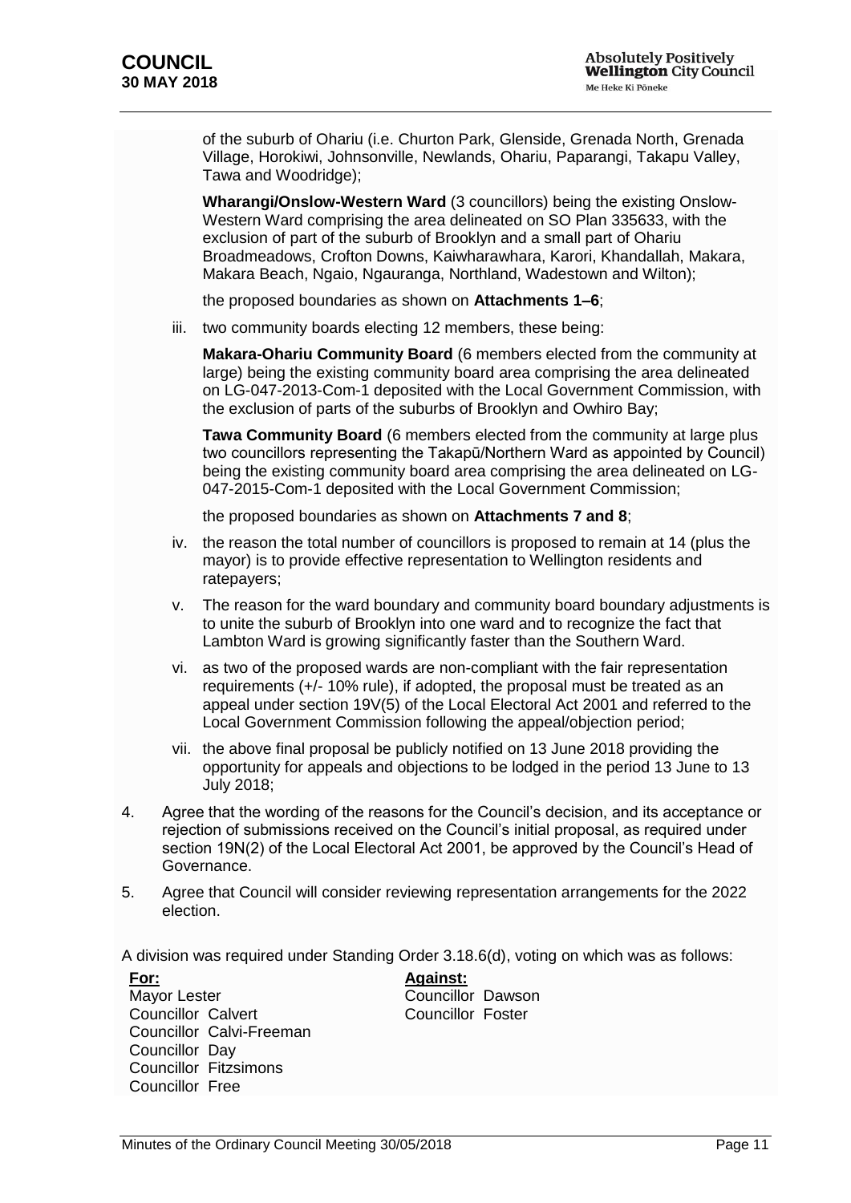of the suburb of Ohariu (i.e. Churton Park, Glenside, Grenada North, Grenada Village, Horokiwi, Johnsonville, Newlands, Ohariu, Paparangi, Takapu Valley, Tawa and Woodridge);

**Wharangi/Onslow-Western Ward** (3 councillors) being the existing Onslow-Western Ward comprising the area delineated on SO Plan 335633, with the exclusion of part of the suburb of Brooklyn and a small part of Ohariu Broadmeadows, Crofton Downs, Kaiwharawhara, Karori, Khandallah, Makara, Makara Beach, Ngaio, Ngauranga, Northland, Wadestown and Wilton);

the proposed boundaries as shown on **Attachments 1–6**;

iii. two community boards electing 12 members, these being:

**Makara-Ohariu Community Board** (6 members elected from the community at large) being the existing community board area comprising the area delineated on LG-047-2013-Com-1 deposited with the Local Government Commission, with the exclusion of parts of the suburbs of Brooklyn and Owhiro Bay;

**Tawa Community Board** (6 members elected from the community at large plus two councillors representing the Takapū/Northern Ward as appointed by Council) being the existing community board area comprising the area delineated on LG-047-2015-Com-1 deposited with the Local Government Commission;

the proposed boundaries as shown on **Attachments 7 and 8**;

iv. the reason the total number of councillors is proposed to remain at 14 (plus the mayor) is to provide effective representation to Wellington residents and ratepayers;

v. The reason for the ward boundary and community board boundary adjustments is to unite the suburb of Brooklyn into one ward and to recognize the fact that Lambton Ward is growing significantly faster than the Southern Ward.

vi. as two of the proposed wards are non-compliant with the fair representation requirements (+/- 10% rule), if adopted, the proposal must be treated as an appeal under section 19V(5) of the Local Electoral Act 2001 and referred to the Local Government Commission following the appeal/objection period;

vii. the above final proposal be publicly notified on 13 June 2018 providing the opportunity for appeals and objections to be lodged in the period 13 June to 13 July 2018;

4. Agree that the wording of the reasons for the Council's decision, and its acceptance or rejection of submissions received on the Council's initial proposal, as required under section 19N(2) of the Local Electoral Act 2001, be approved by the Council's Head of Governance.

5. Agree that Council will consider reviewing representation arrangements for the 2022 election.

A division was required under Standing Order 3.18.6(d), voting on which was as follows:

| **For:** | **Against:** |
|---|---|
| Mayor Lester | Councillor Dawson |
| Councillor Calvert | Councillor Foster |
| Councillor Calvi-Freeman | |
| Councillor Day | |
| Councillor Fitzsimons | |
| Councillor Free | |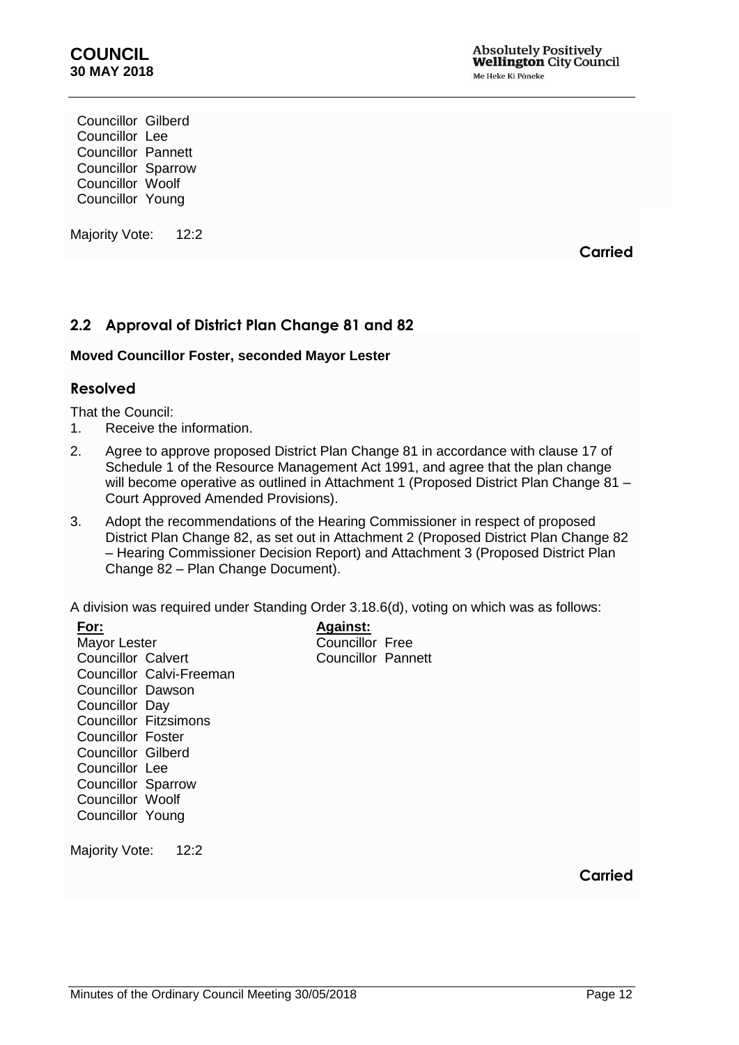Councillor Gilberd
Councillor Lee
Councillor Pannett
Councillor Sparrow
Councillor Woolf
Councillor Young

Majority Vote: 12:2

**Carried**

## 2.2 Approval of District Plan Change 81 and 82

**Moved Councillor Foster, seconded Mayor Lester**

### Resolved

That the Council:

1. Receive the information.
2. Agree to approve proposed District Plan Change 81 in accordance with clause 17 of Schedule 1 of the Resource Management Act 1991, and agree that the plan change will become operative as outlined in Attachment 1 (Proposed District Plan Change 81 – Court Approved Amended Provisions).
3. Adopt the recommendations of the Hearing Commissioner in respect of proposed District Plan Change 82, as set out in Attachment 2 (Proposed District Plan Change 82 – Hearing Commissioner Decision Report) and Attachment 3 (Proposed District Plan Change 82 – Plan Change Document).

A division was required under Standing Order 3.18.6(d), voting on which was as follows:

| For: | Against: |
|---|---|
| Mayor Lester | Councillor Free |
| Councillor Calvert | Councillor Pannett |
| Councillor Calvi-Freeman | |
| Councillor Dawson | |
| Councillor Day | |
| Councillor Fitzsimons | |
| Councillor Foster | |
| Councillor Gilberd | |
| Councillor Lee | |
| Councillor Sparrow | |
| Councillor Woolf | |
| Councillor Young | |

Majority Vote: 12:2

**Carried**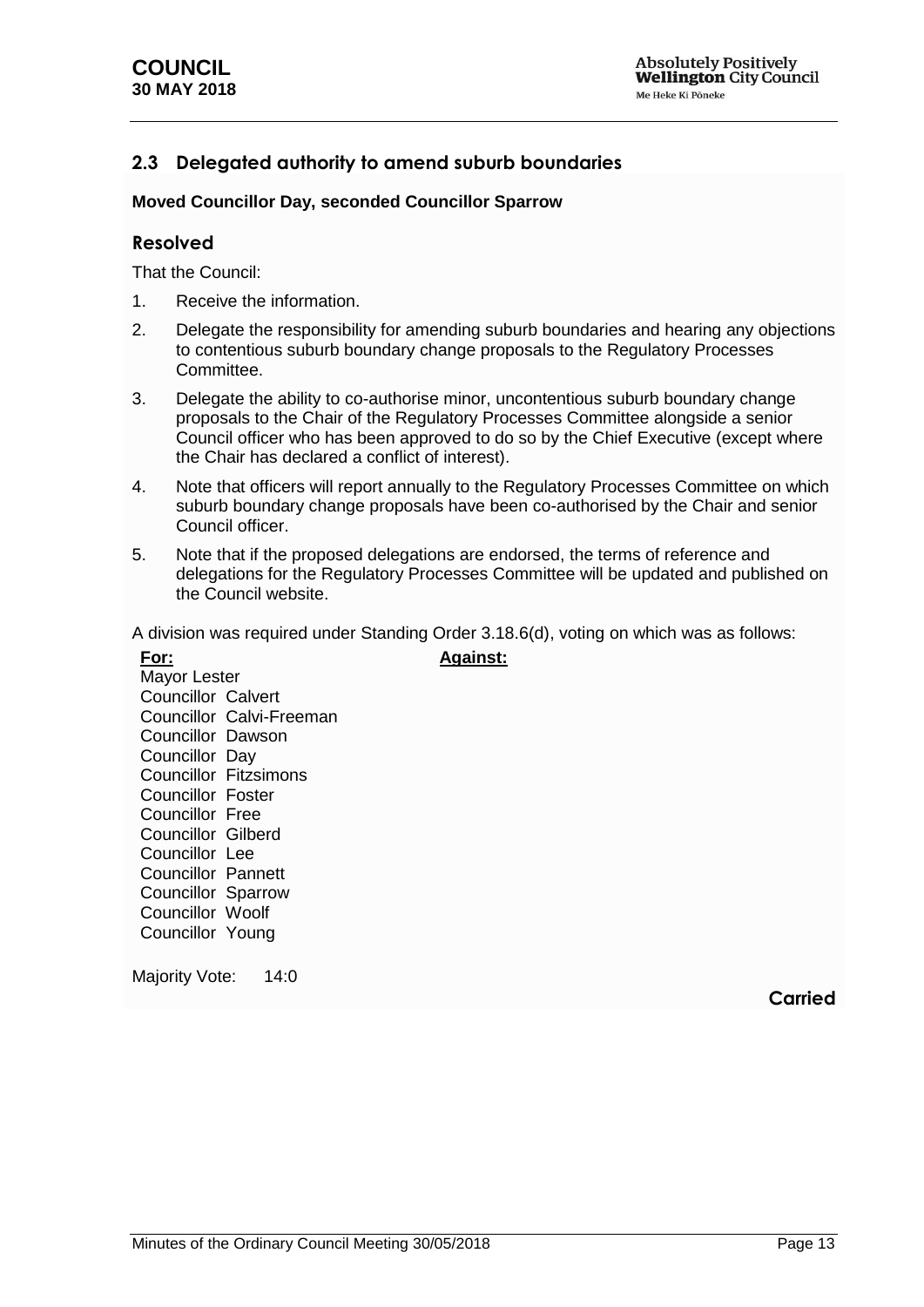## 2.3 Delegated authority to amend suburb boundaries

**Moved Councillor Day, seconded Councillor Sparrow**

### Resolved

That the Council:

1. Receive the information.
2. Delegate the responsibility for amending suburb boundaries and hearing any objections to contentious suburb boundary change proposals to the Regulatory Processes Committee.
3. Delegate the ability to co-authorise minor, uncontentious suburb boundary change proposals to the Chair of the Regulatory Processes Committee alongside a senior Council officer who has been approved to do so by the Chief Executive (except where the Chair has declared a conflict of interest).
4. Note that officers will report annually to the Regulatory Processes Committee on which suburb boundary change proposals have been co-authorised by the Chair and senior Council officer.
5. Note that if the proposed delegations are endorsed, the terms of reference and delegations for the Regulatory Processes Committee will be updated and published on the Council website.

A division was required under Standing Order 3.18.6(d), voting on which was as follows:

| **For:** | **Against:** |
| --- | --- |
| Mayor Lester | |
| Councillor Calvert | |
| Councillor Calvi-Freeman | |
| Councillor Dawson | |
| Councillor Day | |
| Councillor Fitzsimons | |
| Councillor Foster | |
| Councillor Free | |
| Councillor Gilberd | |
| Councillor Lee | |
| Councillor Pannett | |
| Councillor Sparrow | |
| Councillor Woolf | |
| Councillor Young | |

Majority Vote: 14:0

**Carried**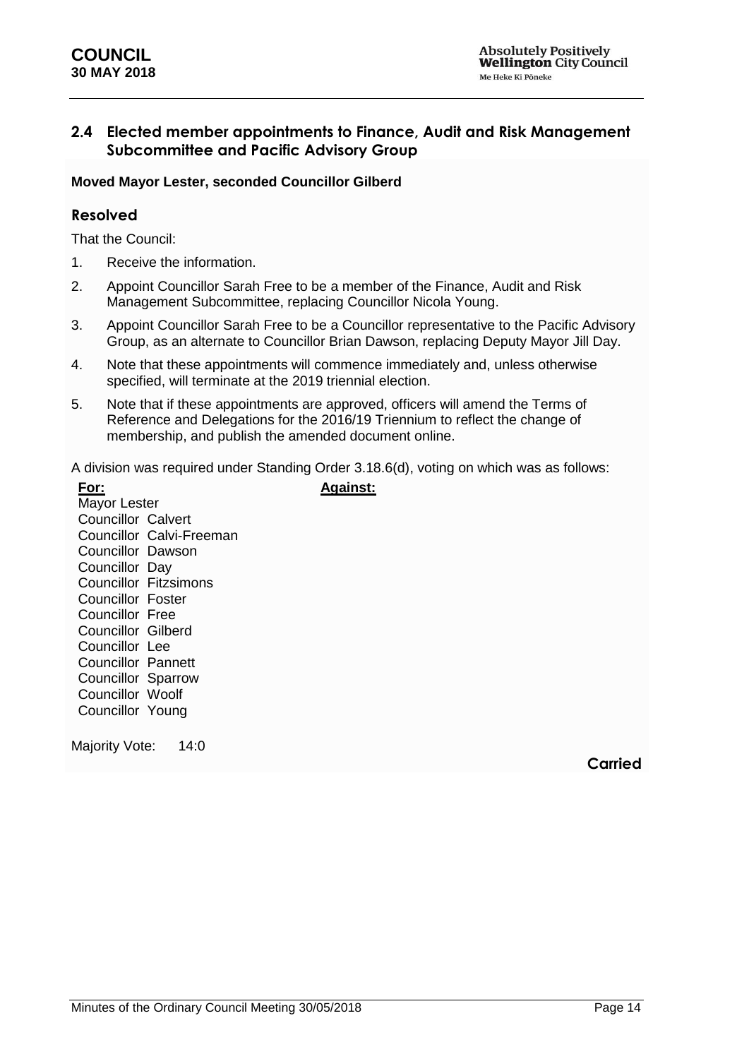## 2.4 Elected member appointments to Finance, Audit and Risk Management Subcommittee and Pacific Advisory Group

**Moved Mayor Lester, seconded Councillor Gilberd**

### Resolved

That the Council:

1. Receive the information.
2. Appoint Councillor Sarah Free to be a member of the Finance, Audit and Risk Management Subcommittee, replacing Councillor Nicola Young.
3. Appoint Councillor Sarah Free to be a Councillor representative to the Pacific Advisory Group, as an alternate to Councillor Brian Dawson, replacing Deputy Mayor Jill Day.
4. Note that these appointments will commence immediately and, unless otherwise specified, will terminate at the 2019 triennial election.
5. Note that if these appointments are approved, officers will amend the Terms of Reference and Delegations for the 2016/19 Triennium to reflect the change of membership, and publish the amended document online.

A division was required under Standing Order 3.18.6(d), voting on which was as follows:

| **For:** | **Against:** |
|---|---|
| Mayor Lester | |
| Councillor Calvert | |
| Councillor Calvi-Freeman | |
| Councillor Dawson | |
| Councillor Day | |
| Councillor Fitzsimons | |
| Councillor Foster | |
| Councillor Free | |
| Councillor Gilberd | |
| Councillor Lee | |
| Councillor Pannett | |
| Councillor Sparrow | |
| Councillor Woolf | |
| Councillor Young | |

Majority Vote: 14:0

**Carried**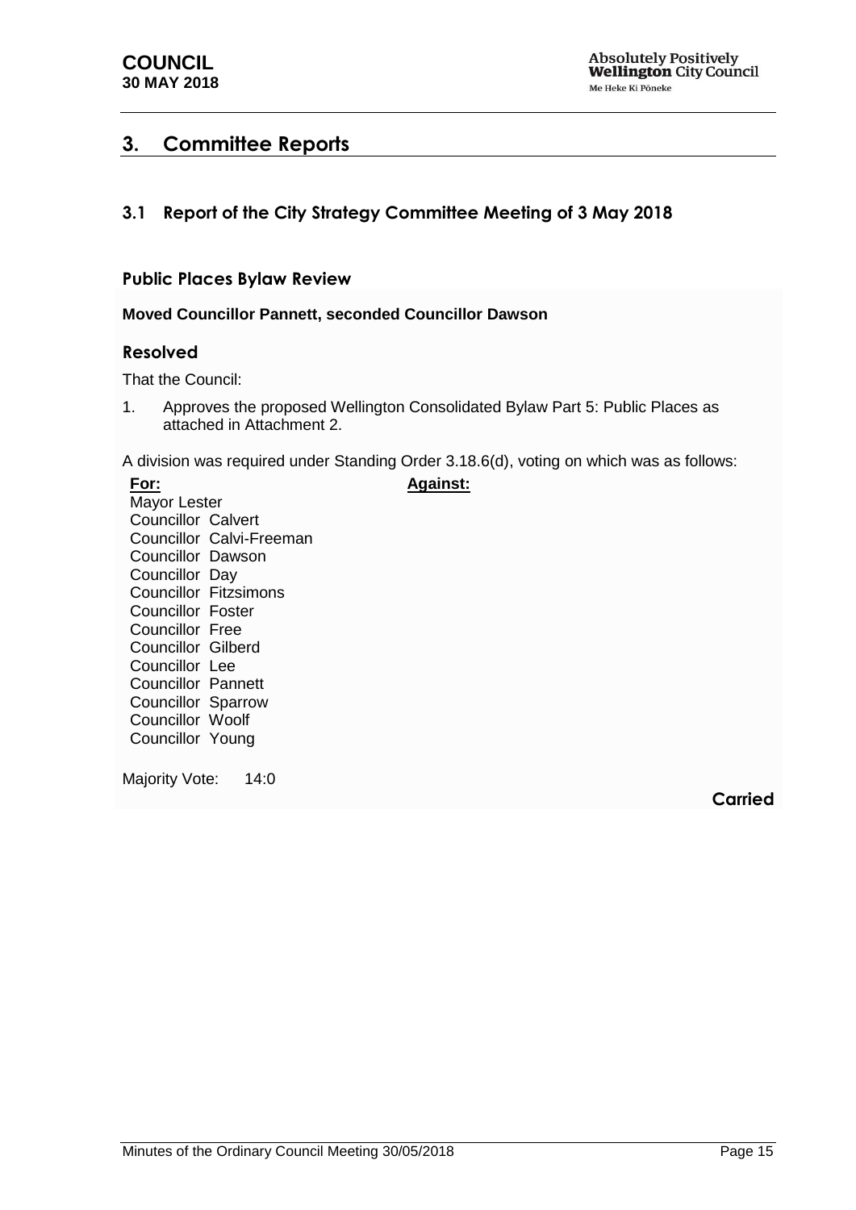## 3. Committee Reports

### 3.1 Report of the City Strategy Committee Meeting of 3 May 2018

#### Public Places Bylaw Review

**Moved Councillor Pannett, seconded Councillor Dawson**

#### Resolved

That the Council:

1. Approves the proposed Wellington Consolidated Bylaw Part 5: Public Places as attached in Attachment 2.

A division was required under Standing Order 3.18.6(d), voting on which was as follows:

| **For:** | **Against:** |
|---|---|
| Mayor Lester | |
| Councillor Calvert | |
| Councillor Calvi-Freeman | |
| Councillor Dawson | |
| Councillor Day | |
| Councillor Fitzsimons | |
| Councillor Foster | |
| Councillor Free | |
| Councillor Gilberd | |
| Councillor Lee | |
| Councillor Pannett | |
| Councillor Sparrow | |
| Councillor Woolf | |
| Councillor Young | |

Majority Vote: 14:0

**Carried**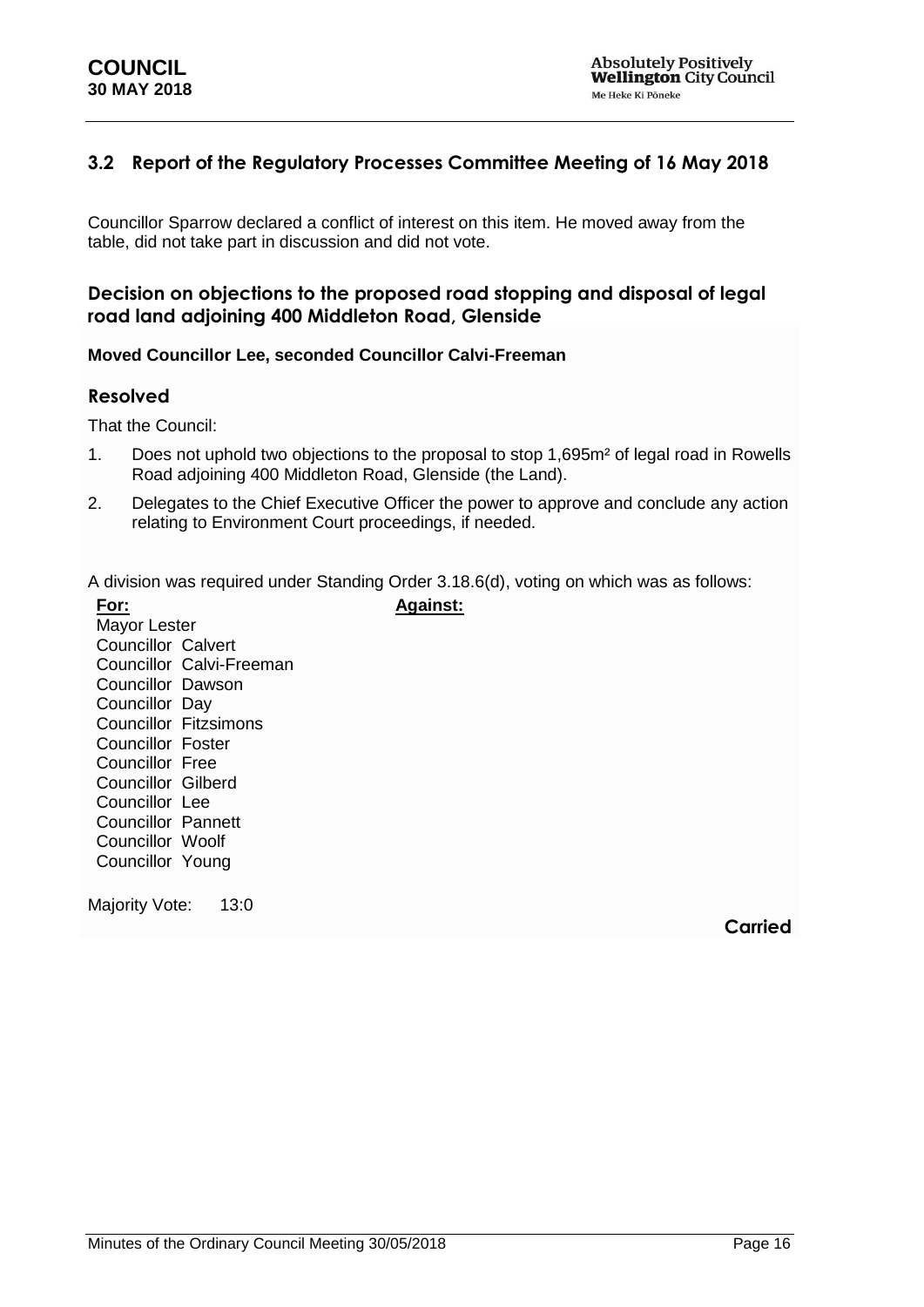## 3.2 Report of the Regulatory Processes Committee Meeting of 16 May 2018

Councillor Sparrow declared a conflict of interest on this item. He moved away from the table, did not take part in discussion and did not vote.

### Decision on objections to the proposed road stopping and disposal of legal road land adjoining 400 Middleton Road, Glenside

**Moved Councillor Lee, seconded Councillor Calvi-Freeman**

### Resolved

That the Council:

1. Does not uphold two objections to the proposal to stop 1,695m² of legal road in Rowells Road adjoining 400 Middleton Road, Glenside (the Land).
2. Delegates to the Chief Executive Officer the power to approve and conclude any action relating to Environment Court proceedings, if needed.

A division was required under Standing Order 3.18.6(d), voting on which was as follows:

| **For:** | **Against:** |
|---|---|
| Mayor Lester | |
| Councillor Calvert | |
| Councillor Calvi-Freeman | |
| Councillor Dawson | |
| Councillor Day | |
| Councillor Fitzsimons | |
| Councillor Foster | |
| Councillor Free | |
| Councillor Gilberd | |
| Councillor Lee | |
| Councillor Pannett | |
| Councillor Woolf | |
| Councillor Young | |

Majority Vote: 13:0

**Carried**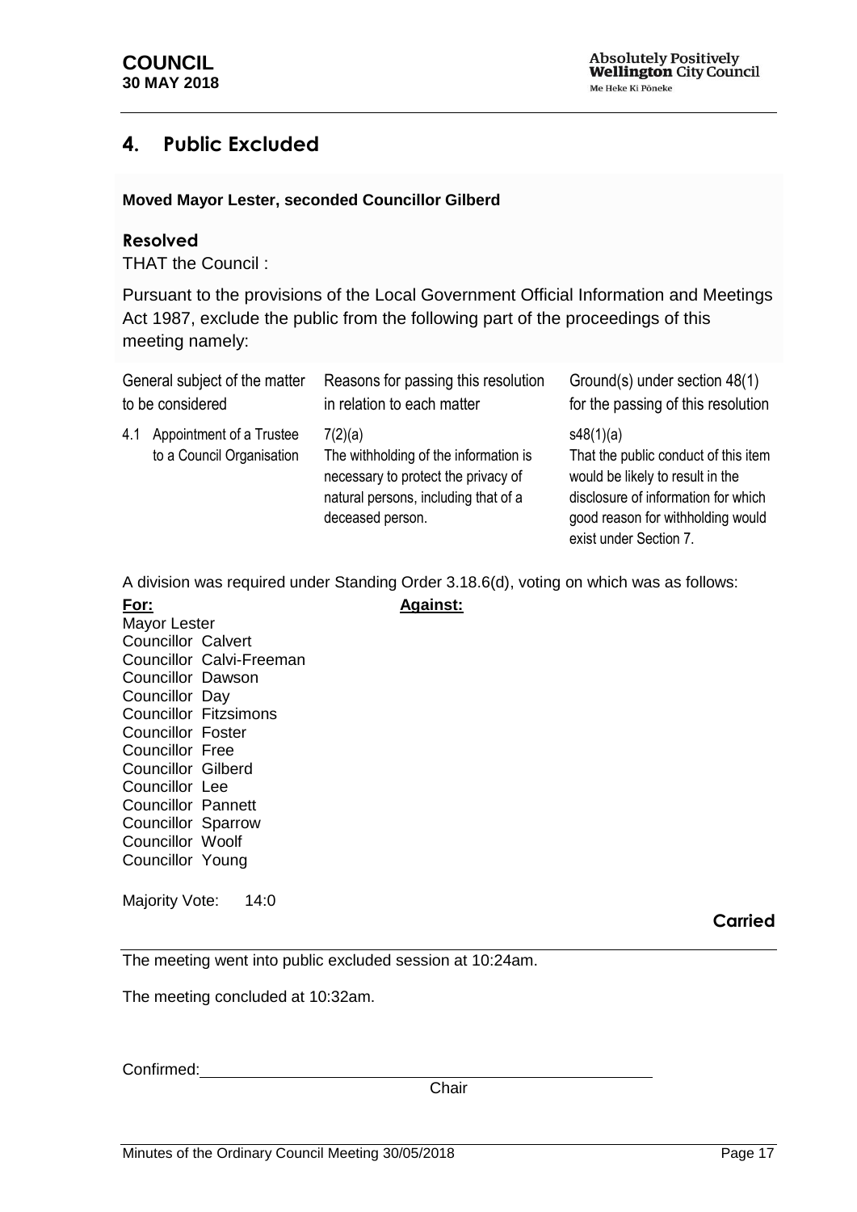## 4. Public Excluded

**Moved Mayor Lester, seconded Councillor Gilberd**

### Resolved

THAT the Council :

Pursuant to the provisions of the Local Government Official Information and Meetings Act 1987, exclude the public from the following part of the proceedings of this meeting namely:

| General subject of the matter to be considered | Reasons for passing this resolution in relation to each matter | Ground(s) under section 48(1) for the passing of this resolution |
|---|---|---|
| 4.1 Appointment of a Trustee to a Council Organisation | 7(2)(a) The withholding of the information is necessary to protect the privacy of natural persons, including that of a deceased person. | s48(1)(a) That the public conduct of this item would be likely to result in the disclosure of information for which good reason for withholding would exist under Section 7. |

A division was required under Standing Order 3.18.6(d), voting on which was as follows:

| **For:** | **Against:** |
|---|---|
| Mayor Lester | |
| Councillor Calvert | |
| Councillor Calvi-Freeman | |
| Councillor Dawson | |
| Councillor Day | |
| Councillor Fitzsimons | |
| Councillor Foster | |
| Councillor Free | |
| Councillor Gilberd | |
| Councillor Lee | |
| Councillor Pannett | |
| Councillor Sparrow | |
| Councillor Woolf | |
| Councillor Young | |

Majority Vote: 14:0

**Carried**

The meeting went into public excluded session at 10:24am.

The meeting concluded at 10:32am.

Confirmed: ______________________________

Chair